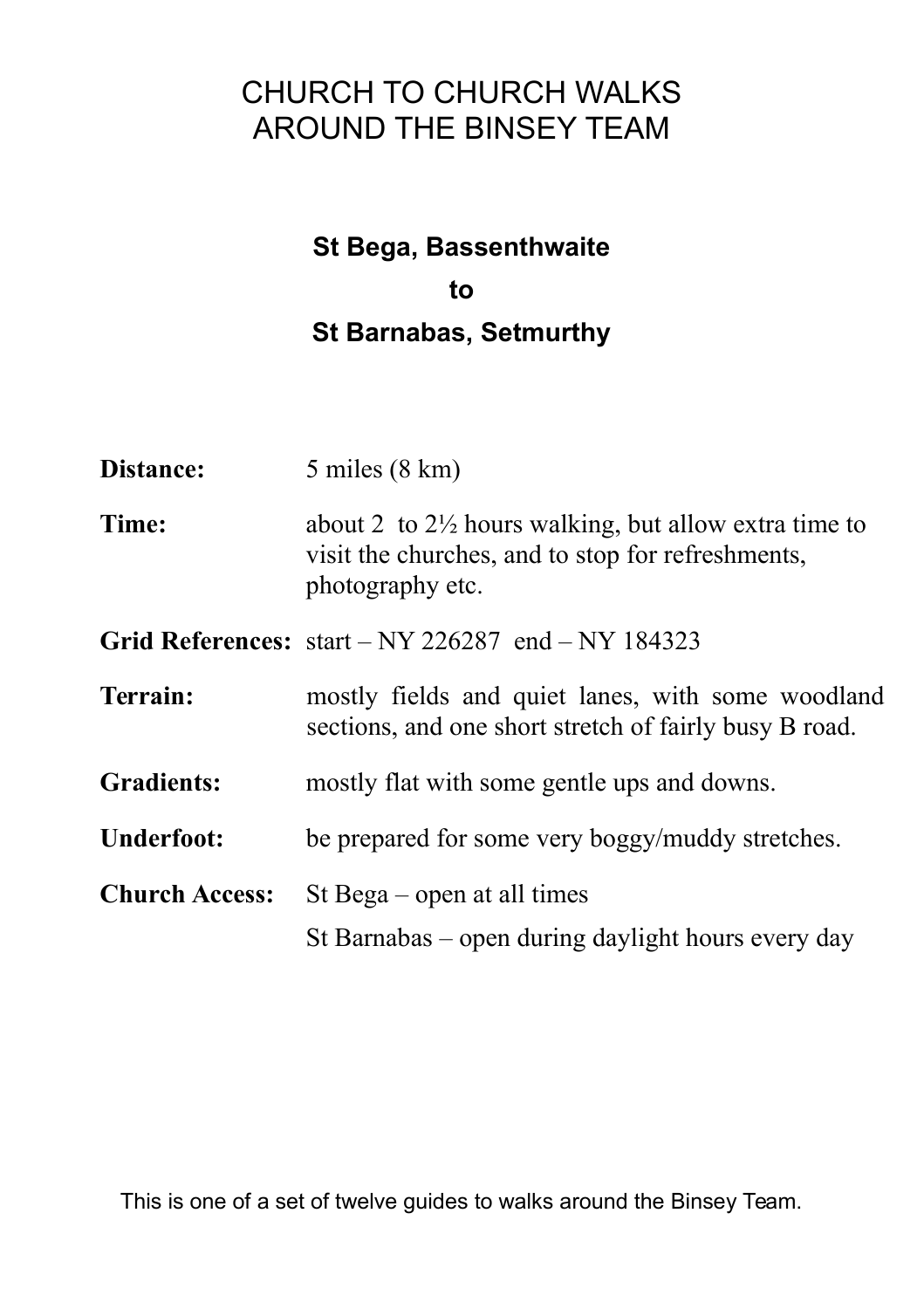# CHURCH TO CHURCH WALKS AROUND THE BINSEY TEAM

## St Bega, Bassenthwaite

## to

## St Barnabas, Setmurthy

**Distance:** 5 miles (8 km)

**Time:** about 2 to 2½ hours walking, but allow extra time to visit the churches, and to stop for refreshments, photography etc.

**Grid References:** start – NY 226287 end – NY 184323

**Terrain:** mostly fields and quiet lanes, with some woodland sections, and one short stretch of fairly busy B road.

**Gradients:** mostly flat with some gentle ups and downs.

**Underfoot:** be prepared for some very boggy/muddy stretches.

**Church Access:** St Bega – open at all times

St Barnabas – open during daylight hours every day

This is one of a set of twelve guides to walks around the Binsey Team.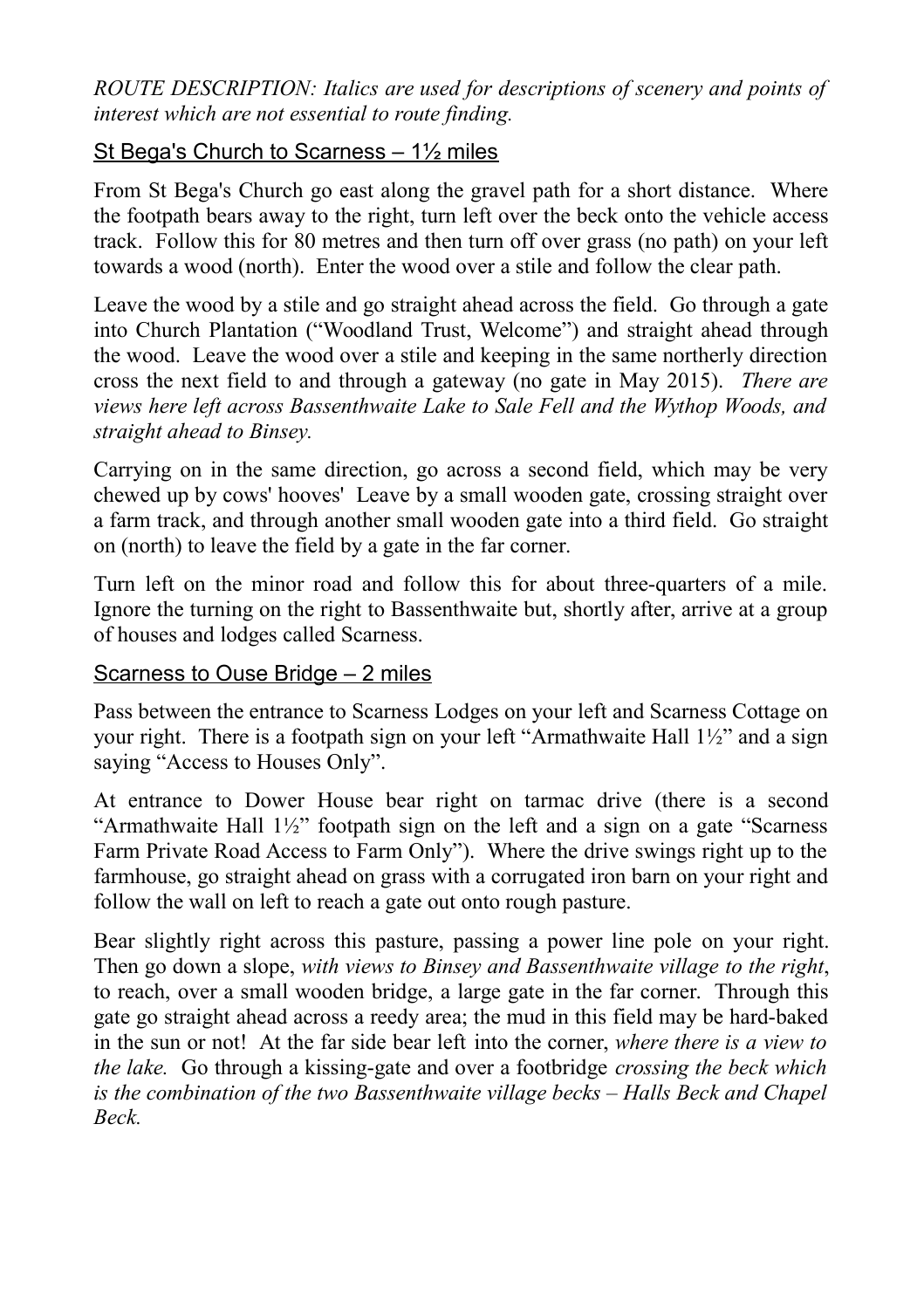*ROUTE DESCRIPTION: Italics are used for descriptions of scenery and points of interest which are not essential to route finding.*

## St Bega's Church to Scarness – 1½ miles

From St Bega's Church go east along the gravel path for a short distance. Where the footpath bears away to the right, turn left over the beck onto the vehicle access track. Follow this for 80 metres and then turn off over grass (no path) on your left towards a wood (north). Enter the wood over a stile and follow the clear path.

Leave the wood by a stile and go straight ahead across the field. Go through a gate into Church Plantation ("Woodland Trust, Welcome") and straight ahead through the wood. Leave the wood over a stile and keeping in the same northerly direction cross the next field to and through a gateway (no gate in May 2015). *There are views here left across Bassenthwaite Lake to Sale Fell and the Wythop Woods, and straight ahead to Binsey.*

Carrying on in the same direction, go across a second field, which may be very chewed up by cows' hooves' Leave by a small wooden gate, crossing straight over a farm track, and through another small wooden gate into a third field. Go straight on (north) to leave the field by a gate in the far corner.

Turn left on the minor road and follow this for about three-quarters of a mile. Ignore the turning on the right to Bassenthwaite but, shortly after, arrive at a group of houses and lodges called Scarness.

## Scarness to Ouse Bridge – 2 miles

Pass between the entrance to Scarness Lodges on your left and Scarness Cottage on your right. There is a footpath sign on your left "Armathwaite Hall 1½" and a sign saying "Access to Houses Only".

At entrance to Dower House bear right on tarmac drive (there is a second "Armathwaite Hall 1½" footpath sign on the left and a sign on a gate "Scarness Farm Private Road Access to Farm Only"). Where the drive swings right up to the farmhouse, go straight ahead on grass with a corrugated iron barn on your right and follow the wall on left to reach a gate out onto rough pasture.

Bear slightly right across this pasture, passing a power line pole on your right. Then go down a slope, *with views to Binsey and Bassenthwaite village to the right*, to reach, over a small wooden bridge, a large gate in the far corner. Through this gate go straight ahead across a reedy area; the mud in this field may be hard-baked in the sun or not! At the far side bear left into the corner, *where there is a view to the lake.* Go through a kissing-gate and over a footbridge *crossing the beck which is the combination of the two Bassenthwaite village becks – Halls Beck and Chapel Beck.*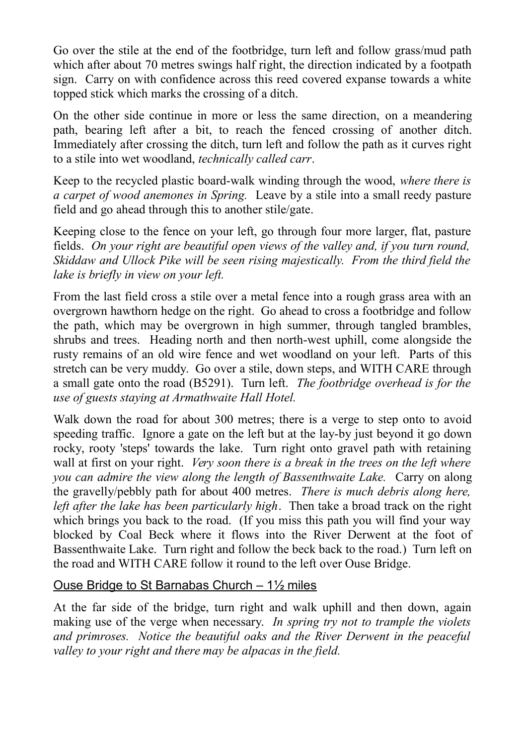Go over the stile at the end of the footbridge, turn left and follow grass/mud path which after about 70 metres swings half right, the direction indicated by a footpath sign. Carry on with confidence across this reed covered expanse towards a white topped stick which marks the crossing of a ditch.

On the other side continue in more or less the same direction, on a meandering path, bearing left after a bit, to reach the fenced crossing of another ditch. Immediately after crossing the ditch, turn left and follow the path as it curves right to a stile into wet woodland, *technically called carr*.

Keep to the recycled plastic board-walk winding through the wood, *where there is a carpet of wood anemones in Spring.* Leave by a stile into a small reedy pasture field and go ahead through this to another stile/gate.

Keeping close to the fence on your left, go through four more larger, flat, pasture fields. *On your right are beautiful open views of the valley and, if you turn round, Skiddaw and Ullock Pike will be seen rising majestically. From the third field the lake is briefly in view on your left.*

From the last field cross a stile over a metal fence into a rough grass area with an overgrown hawthorn hedge on the right. Go ahead to cross a footbridge and follow the path, which may be overgrown in high summer, through tangled brambles, shrubs and trees. Heading north and then north-west uphill, come alongside the rusty remains of an old wire fence and wet woodland on your left. Parts of this stretch can be very muddy. Go over a stile, down steps, and WITH CARE through a small gate onto the road (B5291). Turn left. *The footbridge overhead is for the use of guests staying at Armathwaite Hall Hotel.*

Walk down the road for about 300 metres; there is a verge to step onto to avoid speeding traffic. Ignore a gate on the left but at the lay-by just beyond it go down rocky, rooty 'steps' towards the lake. Turn right onto gravel path with retaining wall at first on your right. *Very soon there is a break in the trees on the left where you can admire the view along the length of Bassenthwaite Lake.* Carry on along the gravelly/pebbly path for about 400 metres. *There is much debris along here, left after the lake has been particularly high*. Then take a broad track on the right which brings you back to the road. (If you miss this path you will find your way blocked by Coal Beck where it flows into the River Derwent at the foot of Bassenthwaite Lake. Turn right and follow the beck back to the road.) Turn left on the road and WITH CARE follow it round to the left over Ouse Bridge.

## Ouse Bridge to St Barnabas Church – 1½ miles

At the far side of the bridge, turn right and walk uphill and then down, again making use of the verge when necessary. *In spring try not to trample the violets and primroses. Notice the beautiful oaks and the River Derwent in the peaceful valley to your right and there may be alpacas in the field.*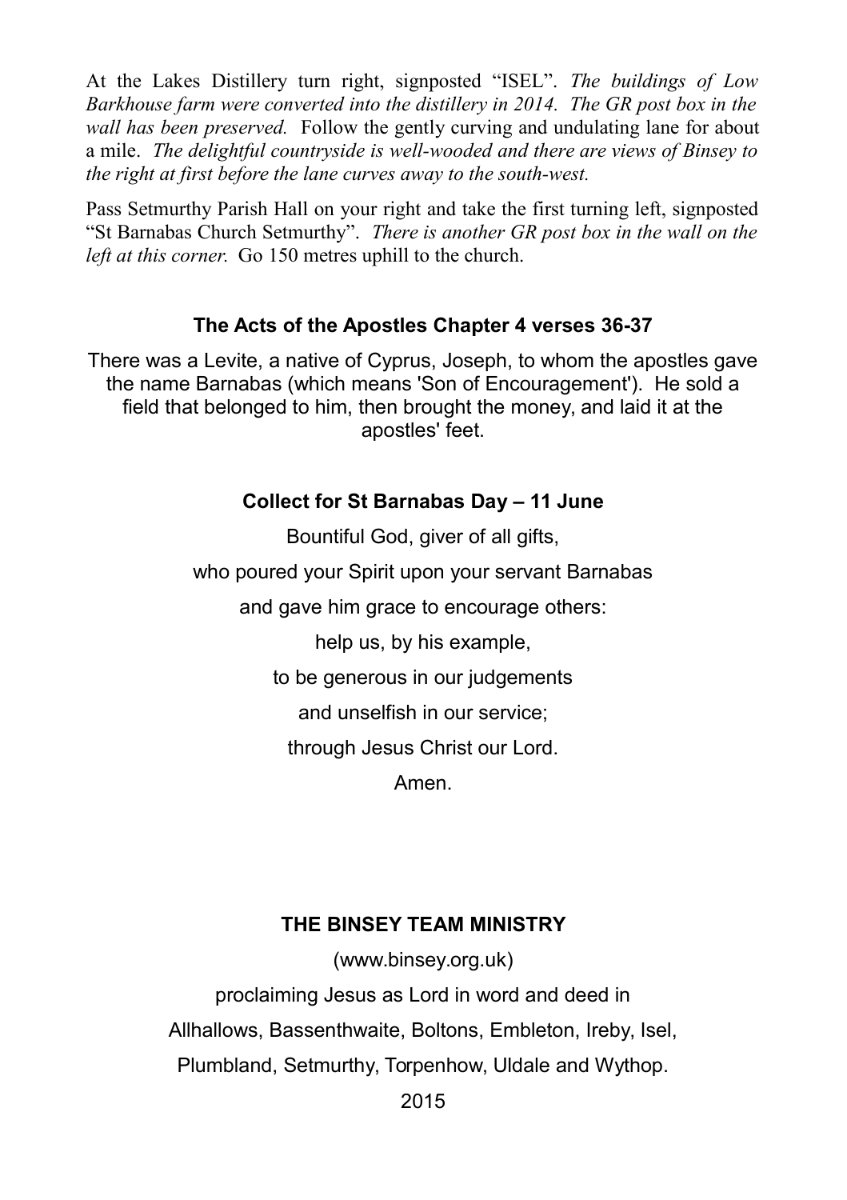At the Lakes Distillery turn right, signposted "ISEL". *The buildings of Low Barkhouse farm were converted into the distillery in 2014. The GR post box in the wall has been preserved.* Follow the gently curving and undulating lane for about a mile. *The delightful countryside is well-wooded and there are views of Binsey to the right at first before the lane curves away to the south-west.*

Pass Setmurthy Parish Hall on your right and take the first turning left, signposted "St Barnabas Church Setmurthy". *There is another GR post box in the wall on the left at this corner.* Go 150 metres uphill to the church.

**The Acts of the Apostles Chapter 4 verses 36-37**

There was a Levite, a native of Cyprus, Joseph, to whom the apostles gave the name Barnabas (which means 'Son of Encouragement'). He sold a field that belonged to him, then brought the money, and laid it at the apostles' feet.

**Collect for St Barnabas Day – 11 June**

Bountiful God, giver of all gifts,

who poured your Spirit upon your servant Barnabas

and gave him grace to encourage others:

help us, by his example,

to be generous in our judgements

and unselfish in our service;

through Jesus Christ our Lord.

Amen.

**THE BINSEY TEAM MINISTRY**

(www.binsey.org.uk)

proclaiming Jesus as Lord in word and deed in

Allhallows, Bassenthwaite, Boltons, Embleton, Ireby, Isel,

Plumbland, Setmurthy, Torpenhow, Uldale and Wythop.

2015